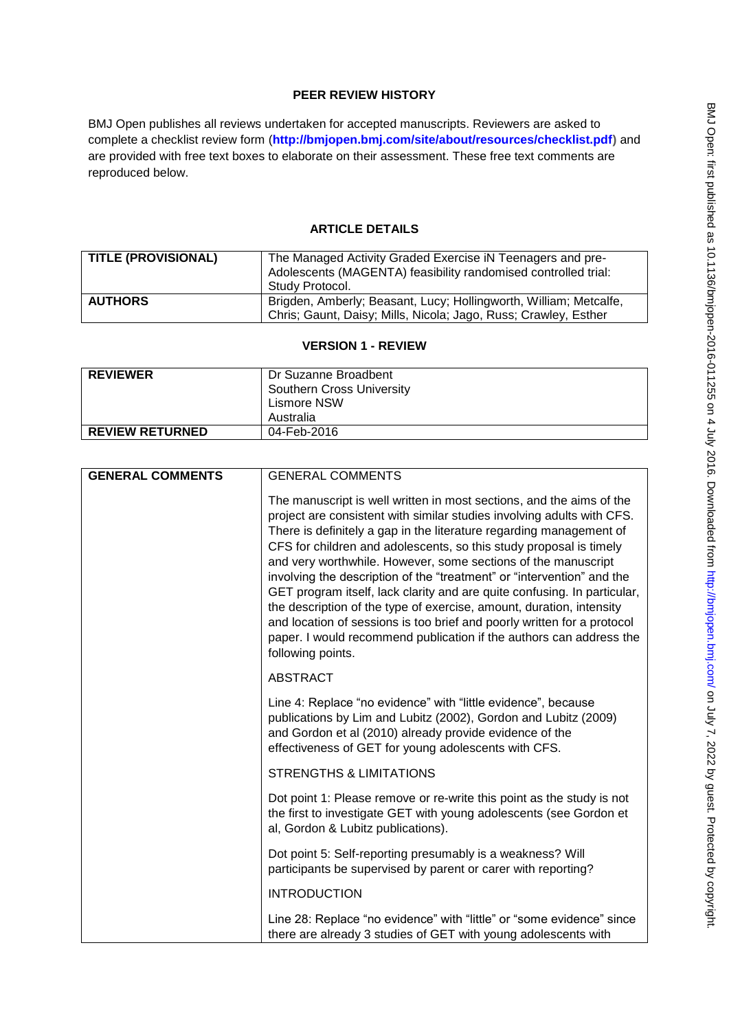# PEER REVIEW HISTORY

BMJ Open publishes all reviews undertaken for accepted manuscripts. Reviewers are asked to complete a checklist review form (**http://bmjopen.bmj.com/site/about/resources/checklist.pdf**) and are provided with free text boxes to elaborate on their assessment. These free text comments are reproduced below.

## ARTICLE DETAILS

| | |
|---|---|
| **TITLE (PROVISIONAL)** | The Managed Activity Graded Exercise iN Teenagers and pre-Adolescents (MAGENTA) feasibility randomised controlled trial: Study Protocol. |
| **AUTHORS** | Brigden, Amberly; Beasant, Lucy; Hollingworth, William; Metcalfe, Chris; Gaunt, Daisy; Mills, Nicola; Jago, Russ; Crawley, Esther |

## VERSION 1 - REVIEW

| | |
|---|---|
| **REVIEWER** | Dr Suzanne Broadbent<br>Southern Cross University<br>Lismore NSW<br>Australia |
| **REVIEW RETURNED** | 04-Feb-2016 |

| | |
|---|---|
| **GENERAL COMMENTS** | GENERAL COMMENTS<br><br>The manuscript is well written in most sections, and the aims of the project are consistent with similar studies involving adults with CFS. There is definitely a gap in the literature regarding management of CFS for children and adolescents, so this study proposal is timely and very worthwhile. However, some sections of the manuscript involving the description of the "treatment" or "intervention" and the GET program itself, lack clarity and are quite confusing. In particular, the description of the type of exercise, amount, duration, intensity and location of sessions is too brief and poorly written for a protocol paper. I would recommend publication if the authors can address the following points.<br><br>ABSTRACT<br><br>Line 4: Replace "no evidence" with "little evidence", because publications by Lim and Lubitz (2002), Gordon and Lubitz (2009) and Gordon et al (2010) already provide evidence of the effectiveness of GET for young adolescents with CFS.<br><br>STRENGTHS & LIMITATIONS<br><br>Dot point 1: Please remove or re-write this point as the study is not the first to investigate GET with young adolescents (see Gordon et al, Gordon & Lubitz publications).<br><br>Dot point 5: Self-reporting presumably is a weakness? Will participants be supervised by parent or carer with reporting?<br><br>INTRODUCTION<br><br>Line 28: Replace "no evidence" with "little" or "some evidence" since there are already 3 studies of GET with young adolescents with |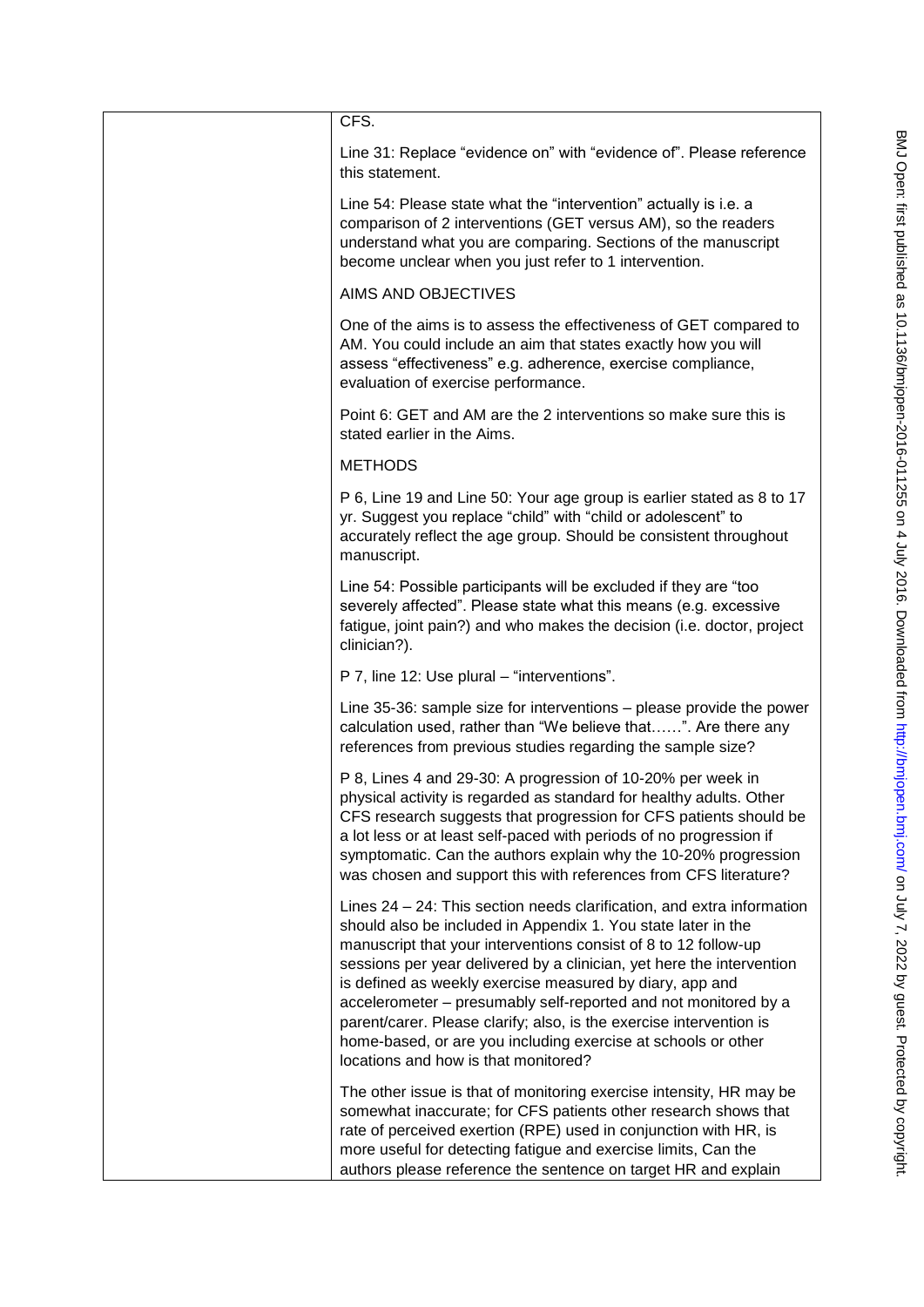CFS.

Line 31: Replace "evidence on" with "evidence of". Please reference this statement.

Line 54: Please state what the "intervention" actually is i.e. a comparison of 2 interventions (GET versus AM), so the readers understand what you are comparing. Sections of the manuscript become unclear when you just refer to 1 intervention.

AIMS AND OBJECTIVES

One of the aims is to assess the effectiveness of GET compared to AM. You could include an aim that states exactly how you will assess "effectiveness" e.g. adherence, exercise compliance, evaluation of exercise performance.

Point 6: GET and AM are the 2 interventions so make sure this is stated earlier in the Aims.

METHODS

P 6, Line 19 and Line 50: Your age group is earlier stated as 8 to 17 yr. Suggest you replace "child" with "child or adolescent" to accurately reflect the age group. Should be consistent throughout manuscript.

Line 54: Possible participants will be excluded if they are "too severely affected". Please state what this means (e.g. excessive fatigue, joint pain?) and who makes the decision (i.e. doctor, project clinician?).

P 7, line 12: Use plural – "interventions".

Line 35-36: sample size for interventions – please provide the power calculation used, rather than "We believe that……". Are there any references from previous studies regarding the sample size?

P 8, Lines 4 and 29-30: A progression of 10-20% per week in physical activity is regarded as standard for healthy adults. Other CFS research suggests that progression for CFS patients should be a lot less or at least self-paced with periods of no progression if symptomatic. Can the authors explain why the 10-20% progression was chosen and support this with references from CFS literature?

Lines 24 – 24: This section needs clarification, and extra information should also be included in Appendix 1. You state later in the manuscript that your interventions consist of 8 to 12 follow-up sessions per year delivered by a clinician, yet here the intervention is defined as weekly exercise measured by diary, app and accelerometer – presumably self-reported and not monitored by a parent/carer. Please clarify; also, is the exercise intervention is home-based, or are you including exercise at schools or other locations and how is that monitored?

The other issue is that of monitoring exercise intensity, HR may be somewhat inaccurate; for CFS patients other research shows that rate of perceived exertion (RPE) used in conjunction with HR, is more useful for detecting fatigue and exercise limits, Can the authors please reference the sentence on target HR and explain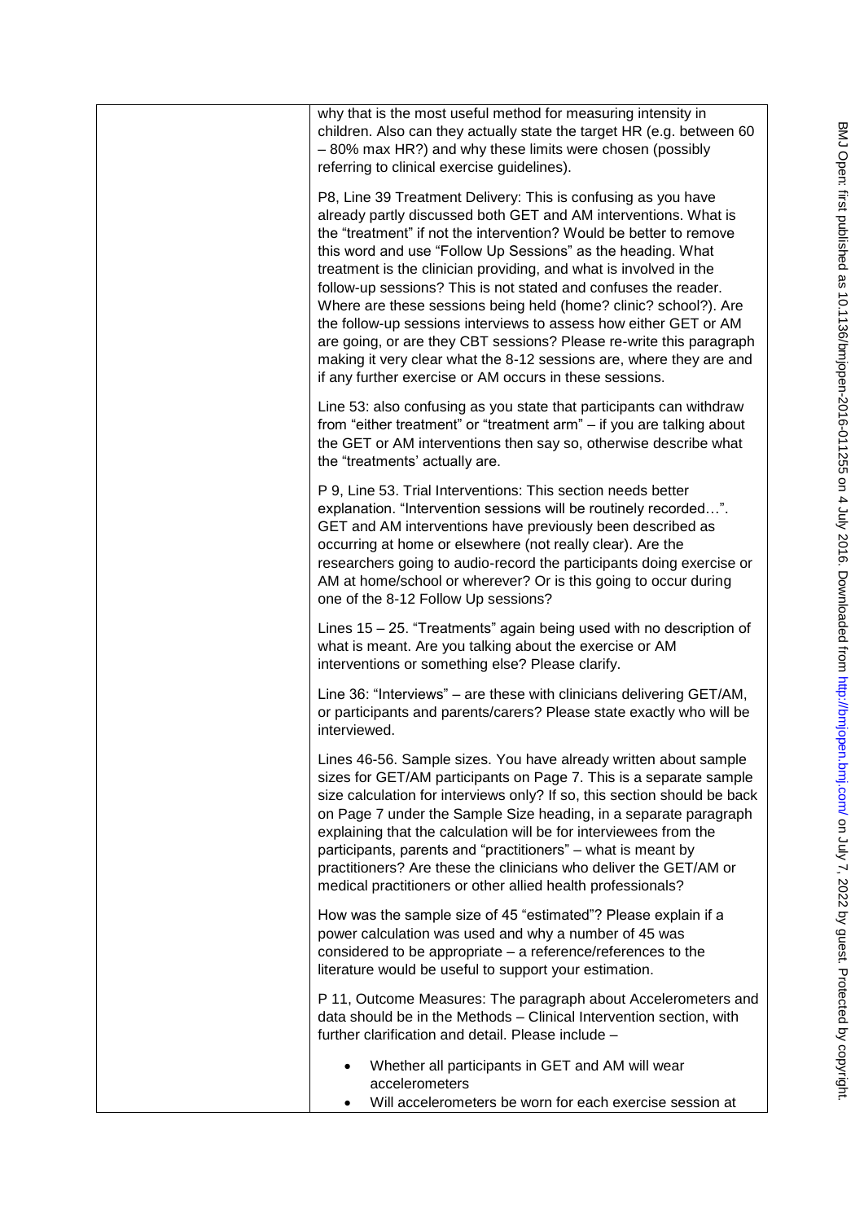why that is the most useful method for measuring intensity in children. Also can they actually state the target HR (e.g. between 60 – 80% max HR?) and why these limits were chosen (possibly referring to clinical exercise guidelines).

P8, Line 39 Treatment Delivery: This is confusing as you have already partly discussed both GET and AM interventions. What is the "treatment" if not the intervention? Would be better to remove this word and use "Follow Up Sessions" as the heading. What treatment is the clinician providing, and what is involved in the follow-up sessions? This is not stated and confuses the reader. Where are these sessions being held (home? clinic? school?). Are the follow-up sessions interviews to assess how either GET or AM are going, or are they CBT sessions? Please re-write this paragraph making it very clear what the 8-12 sessions are, where they are and if any further exercise or AM occurs in these sessions.

Line 53: also confusing as you state that participants can withdraw from "either treatment" or "treatment arm" – if you are talking about the GET or AM interventions then say so, otherwise describe what the "treatments' actually are.

P 9, Line 53. Trial Interventions: This section needs better explanation. "Intervention sessions will be routinely recorded…". GET and AM interventions have previously been described as occurring at home or elsewhere (not really clear). Are the researchers going to audio-record the participants doing exercise or AM at home/school or wherever? Or is this going to occur during one of the 8-12 Follow Up sessions?

Lines 15 – 25. "Treatments" again being used with no description of what is meant. Are you talking about the exercise or AM interventions or something else? Please clarify.

Line 36: "Interviews" – are these with clinicians delivering GET/AM, or participants and parents/carers? Please state exactly who will be interviewed.

Lines 46-56. Sample sizes. You have already written about sample sizes for GET/AM participants on Page 7. This is a separate sample size calculation for interviews only? If so, this section should be back on Page 7 under the Sample Size heading, in a separate paragraph explaining that the calculation will be for interviewees from the participants, parents and "practitioners" – what is meant by practitioners? Are these the clinicians who deliver the GET/AM or medical practitioners or other allied health professionals?

How was the sample size of 45 "estimated"? Please explain if a power calculation was used and why a number of 45 was considered to be appropriate – a reference/references to the literature would be useful to support your estimation.

P 11, Outcome Measures: The paragraph about Accelerometers and data should be in the Methods – Clinical Intervention section, with further clarification and detail. Please include –

- Whether all participants in GET and AM will wear accelerometers
- Will accelerometers be worn for each exercise session at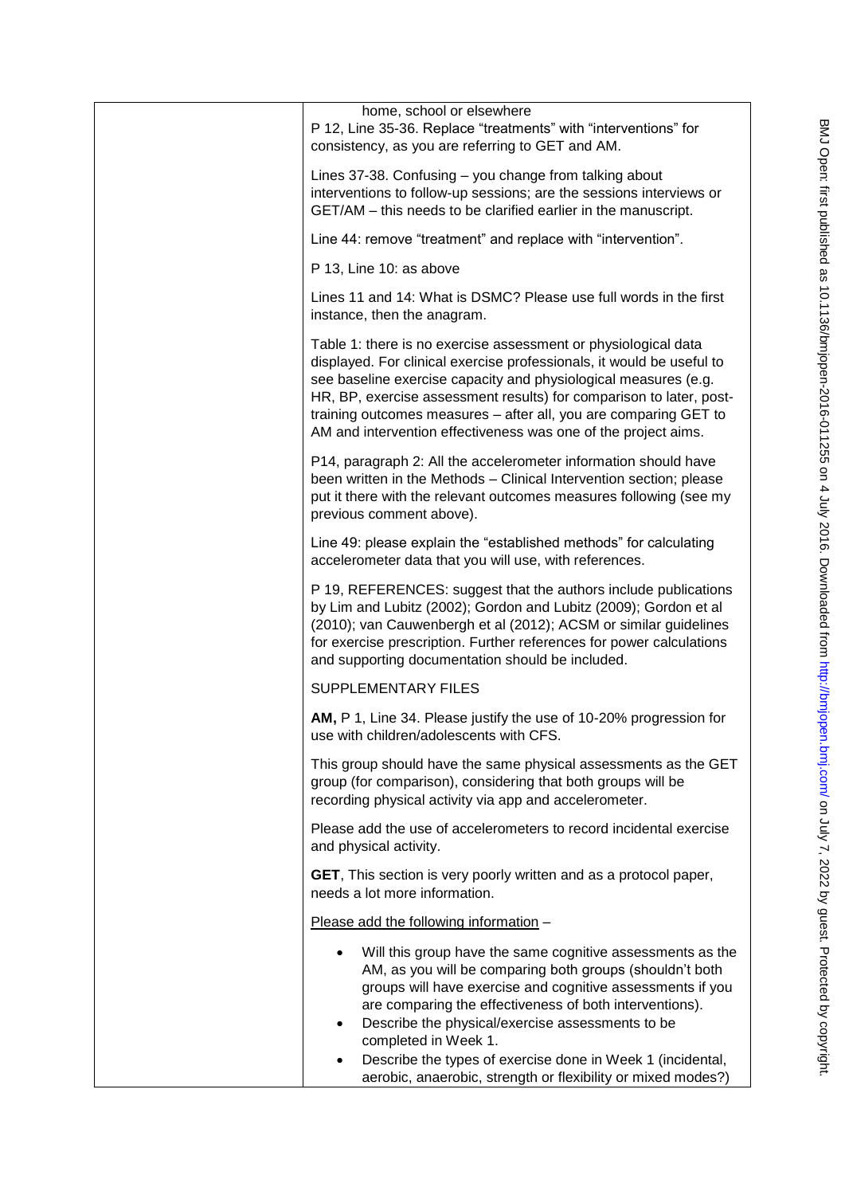home, school or elsewhere

P 12, Line 35-36. Replace "treatments" with "interventions" for consistency, as you are referring to GET and AM.

Lines 37-38. Confusing – you change from talking about interventions to follow-up sessions; are the sessions interviews or GET/AM – this needs to be clarified earlier in the manuscript.

Line 44: remove "treatment" and replace with "intervention".

P 13, Line 10: as above

Lines 11 and 14: What is DSMC? Please use full words in the first instance, then the anagram.

Table 1: there is no exercise assessment or physiological data displayed. For clinical exercise professionals, it would be useful to see baseline exercise capacity and physiological measures (e.g. HR, BP, exercise assessment results) for comparison to later, post-training outcomes measures – after all, you are comparing GET to AM and intervention effectiveness was one of the project aims.

P14, paragraph 2: All the accelerometer information should have been written in the Methods – Clinical Intervention section; please put it there with the relevant outcomes measures following (see my previous comment above).

Line 49: please explain the "established methods" for calculating accelerometer data that you will use, with references.

P 19, REFERENCES: suggest that the authors include publications by Lim and Lubitz (2002); Gordon and Lubitz (2009); Gordon et al (2010); van Cauwenbergh et al (2012); ACSM or similar guidelines for exercise prescription. Further references for power calculations and supporting documentation should be included.

SUPPLEMENTARY FILES

**AM,** P 1, Line 34. Please justify the use of 10-20% progression for use with children/adolescents with CFS.

This group should have the same physical assessments as the GET group (for comparison), considering that both groups will be recording physical activity via app and accelerometer.

Please add the use of accelerometers to record incidental exercise and physical activity.

**GET**, This section is very poorly written and as a protocol paper, needs a lot more information.

Please add the following information –

- Will this group have the same cognitive assessments as the AM, as you will be comparing both groups (shouldn't both groups will have exercise and cognitive assessments if you are comparing the effectiveness of both interventions).
- Describe the physical/exercise assessments to be completed in Week 1.
- Describe the types of exercise done in Week 1 (incidental, aerobic, anaerobic, strength or flexibility or mixed modes?)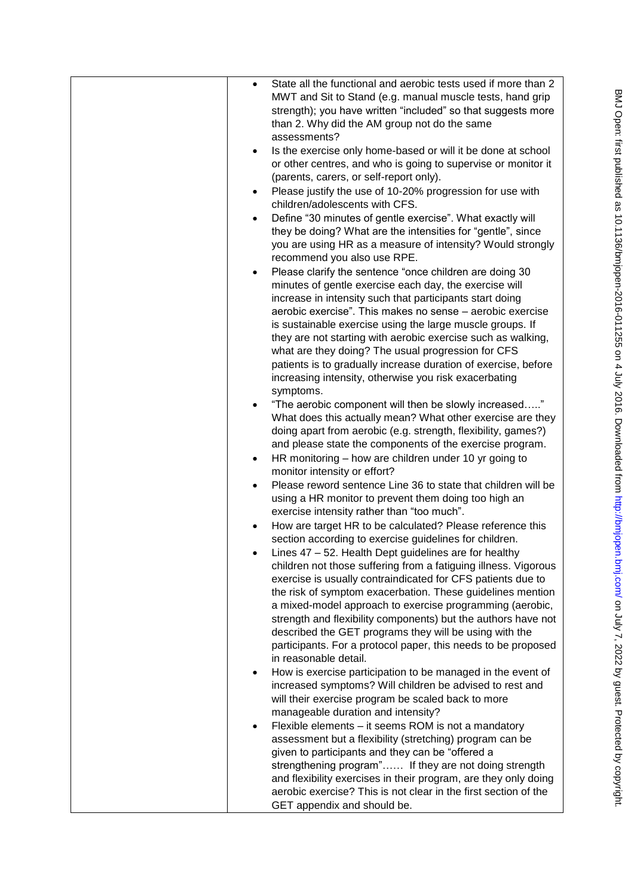|  |  |
|---|---|
|  | - State all the functional and aerobic tests used if more than 2 MWT and Sit to Stand (e.g. manual muscle tests, hand grip strength); you have written "included" so that suggests more than 2. Why did the AM group not do the same assessments?<br>- Is the exercise only home-based or will it be done at school or other centres, and who is going to supervise or monitor it (parents, carers, or self-report only).<br>- Please justify the use of 10-20% progression for use with children/adolescents with CFS.<br>- Define "30 minutes of gentle exercise". What exactly will they be doing? What are the intensities for "gentle", since you are using HR as a measure of intensity? Would strongly recommend you also use RPE.<br>- Please clarify the sentence "once children are doing 30 minutes of gentle exercise each day, the exercise will increase in intensity such that participants start doing aerobic exercise". This makes no sense – aerobic exercise is sustainable exercise using the large muscle groups. If they are not starting with aerobic exercise such as walking, what are they doing? The usual progression for CFS patients is to gradually increase duration of exercise, before increasing intensity, otherwise you risk exacerbating symptoms.<br>- "The aerobic component will then be slowly increased….." What does this actually mean? What other exercise are they doing apart from aerobic (e.g. strength, flexibility, games?) and please state the components of the exercise program.<br>- HR monitoring – how are children under 10 yr going to monitor intensity or effort?<br>- Please reword sentence Line 36 to state that children will be using a HR monitor to prevent them doing too high an exercise intensity rather than "too much".<br>- How are target HR to be calculated? Please reference this section according to exercise guidelines for children.<br>- Lines 47 – 52. Health Dept guidelines are for healthy children not those suffering from a fatiguing illness. Vigorous exercise is usually contraindicated for CFS patients due to the risk of symptom exacerbation. These guidelines mention a mixed-model approach to exercise programming (aerobic, strength and flexibility components) but the authors have not described the GET programs they will be using with the participants. For a protocol paper, this needs to be proposed in reasonable detail.<br>- How is exercise participation to be managed in the event of increased symptoms? Will children be advised to rest and will their exercise program be scaled back to more manageable duration and intensity?<br>- Flexible elements – it seems ROM is not a mandatory assessment but a flexibility (stretching) program can be given to participants and they can be "offered a strengthening program"…… If they are not doing strength and flexibility exercises in their program, are they only doing aerobic exercise? This is not clear in the first section of the GET appendix and should be. |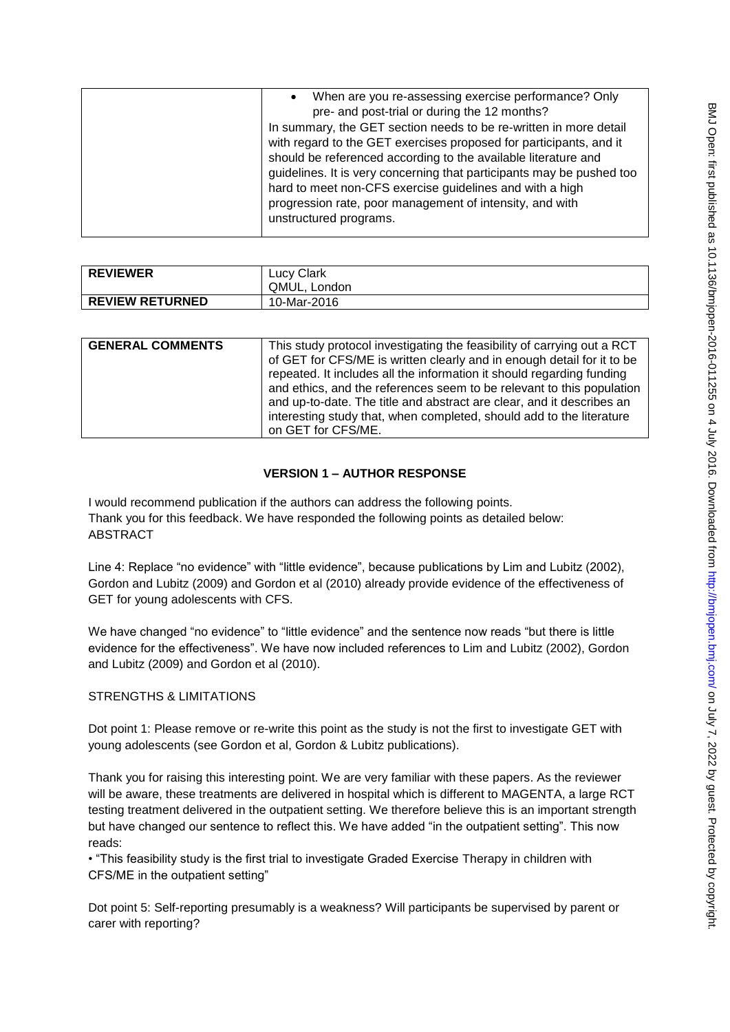| | • When are you re-assessing exercise performance? Only pre- and post-trial or during the 12 months?<br>In summary, the GET section needs to be re-written in more detail with regard to the GET exercises proposed for participants, and it should be referenced according to the available literature and guidelines. It is very concerning that participants may be pushed too hard to meet non-CFS exercise guidelines and with a high progression rate, poor management of intensity, and with unstructured programs. |
|---|---|

| **REVIEWER** | Lucy Clark<br>QMUL, London |
|---|---|
| **REVIEW RETURNED** | 10-Mar-2016 |

| **GENERAL COMMENTS** | This study protocol investigating the feasibility of carrying out a RCT of GET for CFS/ME is written clearly and in enough detail for it to be repeated. It includes all the information it should regarding funding and ethics, and the references seem to be relevant to this population and up-to-date. The title and abstract are clear, and it describes an interesting study that, when completed, should add to the literature on GET for CFS/ME. |
|---|---|

## VERSION 1 – AUTHOR RESPONSE

I would recommend publication if the authors can address the following points.
Thank you for this feedback. We have responded the following points as detailed below:
ABSTRACT

Line 4: Replace "no evidence" with "little evidence", because publications by Lim and Lubitz (2002), Gordon and Lubitz (2009) and Gordon et al (2010) already provide evidence of the effectiveness of GET for young adolescents with CFS.

We have changed "no evidence" to "little evidence" and the sentence now reads "but there is little evidence for the effectiveness". We have now included references to Lim and Lubitz (2002), Gordon and Lubitz (2009) and Gordon et al (2010).

STRENGTHS & LIMITATIONS

Dot point 1: Please remove or re-write this point as the study is not the first to investigate GET with young adolescents (see Gordon et al, Gordon & Lubitz publications).

Thank you for raising this interesting point. We are very familiar with these papers. As the reviewer will be aware, these treatments are delivered in hospital which is different to MAGENTA, a large RCT testing treatment delivered in the outpatient setting. We therefore believe this is an important strength but have changed our sentence to reflect this. We have added "in the outpatient setting". This now reads:

• "This feasibility study is the first trial to investigate Graded Exercise Therapy in children with CFS/ME in the outpatient setting"

Dot point 5: Self-reporting presumably is a weakness? Will participants be supervised by parent or carer with reporting?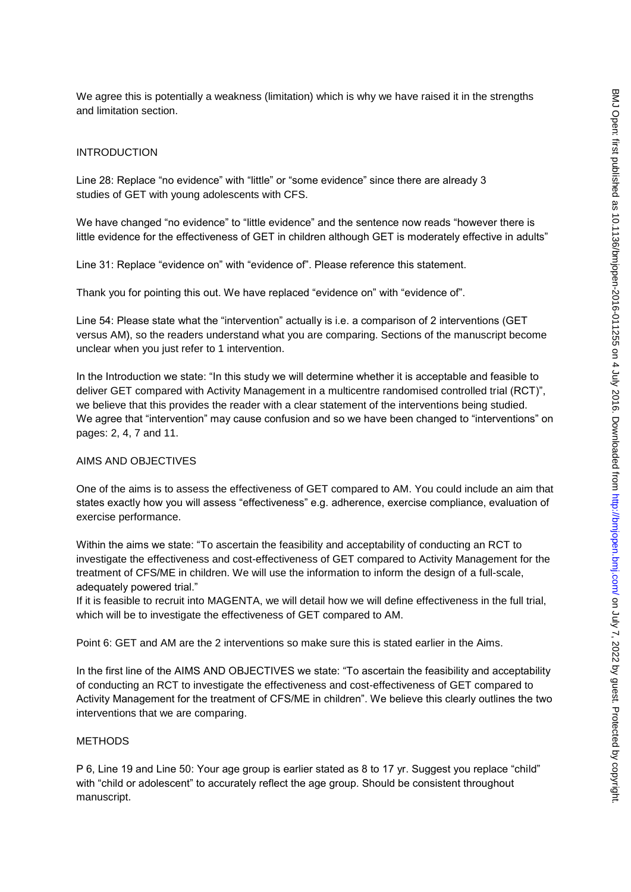We agree this is potentially a weakness (limitation) which is why we have raised it in the strengths and limitation section.

INTRODUCTION

Line 28: Replace "no evidence" with "little" or "some evidence" since there are already 3 studies of GET with young adolescents with CFS.

We have changed "no evidence" to "little evidence" and the sentence now reads "however there is little evidence for the effectiveness of GET in children although GET is moderately effective in adults"

Line 31: Replace "evidence on" with "evidence of". Please reference this statement.

Thank you for pointing this out. We have replaced "evidence on" with "evidence of".

Line 54: Please state what the "intervention" actually is i.e. a comparison of 2 interventions (GET versus AM), so the readers understand what you are comparing. Sections of the manuscript become unclear when you just refer to 1 intervention.

In the Introduction we state: "In this study we will determine whether it is acceptable and feasible to deliver GET compared with Activity Management in a multicentre randomised controlled trial (RCT)", we believe that this provides the reader with a clear statement of the interventions being studied. We agree that "intervention" may cause confusion and so we have been changed to "interventions" on pages: 2, 4, 7 and 11.

AIMS AND OBJECTIVES

One of the aims is to assess the effectiveness of GET compared to AM. You could include an aim that states exactly how you will assess "effectiveness" e.g. adherence, exercise compliance, evaluation of exercise performance.

Within the aims we state: "To ascertain the feasibility and acceptability of conducting an RCT to investigate the effectiveness and cost-effectiveness of GET compared to Activity Management for the treatment of CFS/ME in children. We will use the information to inform the design of a full-scale, adequately powered trial."
If it is feasible to recruit into MAGENTA, we will detail how we will define effectiveness in the full trial, which will be to investigate the effectiveness of GET compared to AM.

Point 6: GET and AM are the 2 interventions so make sure this is stated earlier in the Aims.

In the first line of the AIMS AND OBJECTIVES we state: "To ascertain the feasibility and acceptability of conducting an RCT to investigate the effectiveness and cost-effectiveness of GET compared to Activity Management for the treatment of CFS/ME in children". We believe this clearly outlines the two interventions that we are comparing.

METHODS

P 6, Line 19 and Line 50: Your age group is earlier stated as 8 to 17 yr. Suggest you replace "child" with "child or adolescent" to accurately reflect the age group. Should be consistent throughout manuscript.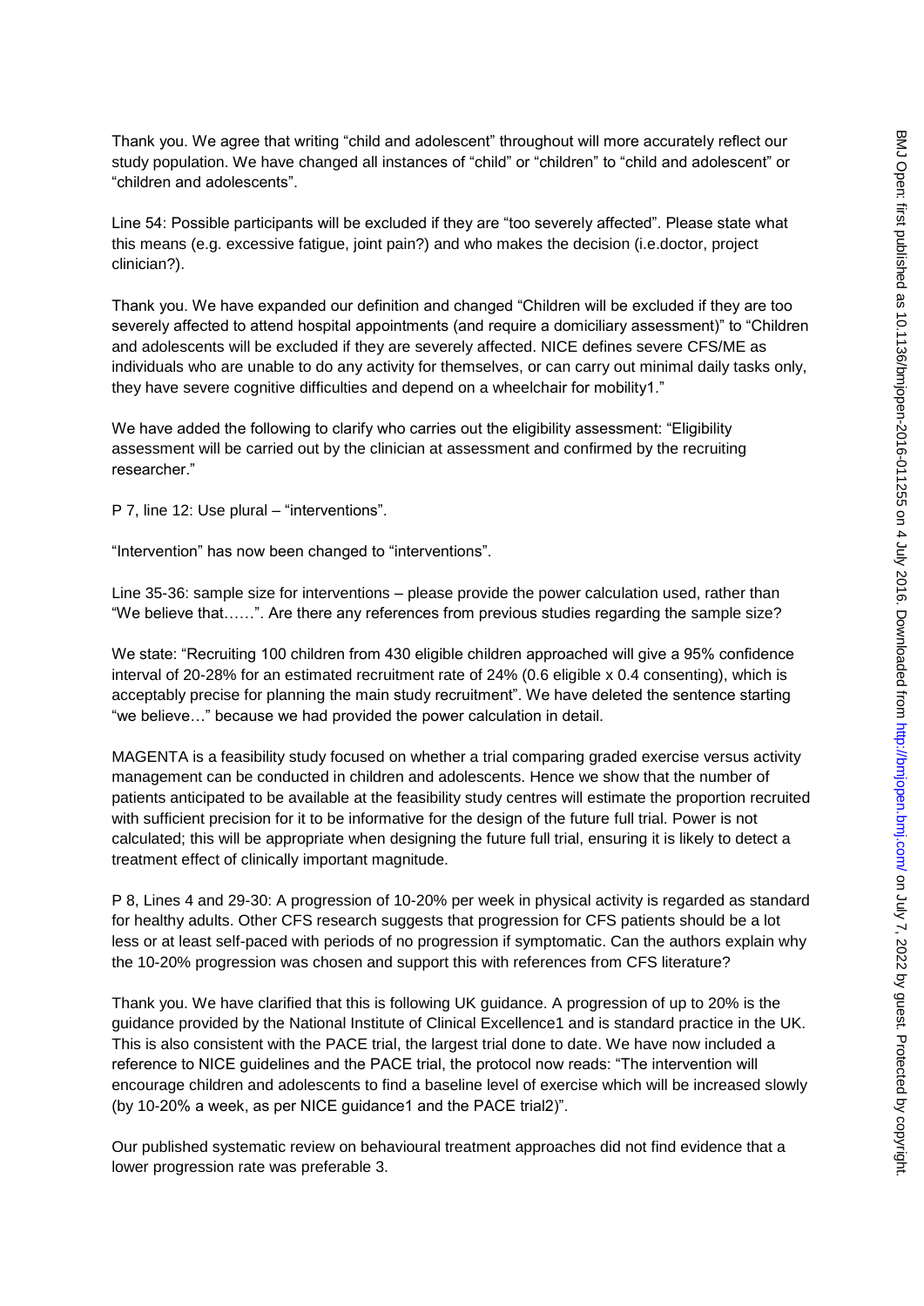Thank you. We agree that writing "child and adolescent" throughout will more accurately reflect our study population. We have changed all instances of "child" or "children" to "child and adolescent" or "children and adolescents".

Line 54: Possible participants will be excluded if they are "too severely affected". Please state what this means (e.g. excessive fatigue, joint pain?) and who makes the decision (i.e.doctor, project clinician?).

Thank you. We have expanded our definition and changed "Children will be excluded if they are too severely affected to attend hospital appointments (and require a domiciliary assessment)" to "Children and adolescents will be excluded if they are severely affected. NICE defines severe CFS/ME as individuals who are unable to do any activity for themselves, or can carry out minimal daily tasks only, they have severe cognitive difficulties and depend on a wheelchair for mobility[1]."

We have added the following to clarify who carries out the eligibility assessment: "Eligibility assessment will be carried out by the clinician at assessment and confirmed by the recruiting researcher."

P 7, line 12: Use plural – "interventions".

"Intervention" has now been changed to "interventions".

Line 35-36: sample size for interventions – please provide the power calculation used, rather than "We believe that……". Are there any references from previous studies regarding the sample size?

We state: "Recruiting 100 children from 430 eligible children approached will give a 95% confidence interval of 20-28% for an estimated recruitment rate of 24% (0.6 eligible x 0.4 consenting), which is acceptably precise for planning the main study recruitment". We have deleted the sentence starting "we believe…" because we had provided the power calculation in detail.

MAGENTA is a feasibility study focused on whether a trial comparing graded exercise versus activity management can be conducted in children and adolescents. Hence we show that the number of patients anticipated to be available at the feasibility study centres will estimate the proportion recruited with sufficient precision for it to be informative for the design of the future full trial. Power is not calculated; this will be appropriate when designing the future full trial, ensuring it is likely to detect a treatment effect of clinically important magnitude.

P 8, Lines 4 and 29-30: A progression of 10-20% per week in physical activity is regarded as standard for healthy adults. Other CFS research suggests that progression for CFS patients should be a lot less or at least self-paced with periods of no progression if symptomatic. Can the authors explain why the 10-20% progression was chosen and support this with references from CFS literature?

Thank you. We have clarified that this is following UK guidance. A progression of up to 20% is the guidance provided by the National Institute of Clinical Excellence[1] and is standard practice in the UK. This is also consistent with the PACE trial, the largest trial done to date. We have now included a reference to NICE guidelines and the PACE trial, the protocol now reads: "The intervention will encourage children and adolescents to find a baseline level of exercise which will be increased slowly (by 10-20% a week, as per NICE guidance[1] and the PACE trial[2])".

Our published systematic review on behavioural treatment approaches did not find evidence that a lower progression rate was preferable [3].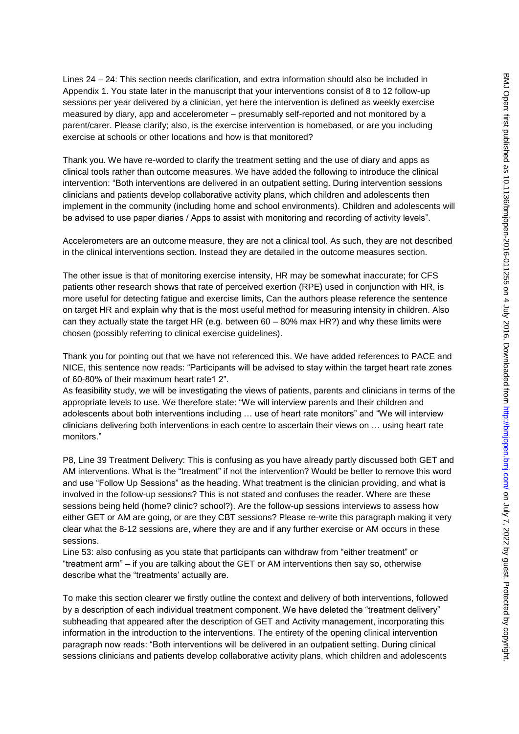Lines 24 – 24: This section needs clarification, and extra information should also be included in Appendix 1. You state later in the manuscript that your interventions consist of 8 to 12 follow-up sessions per year delivered by a clinician, yet here the intervention is defined as weekly exercise measured by diary, app and accelerometer – presumably self-reported and not monitored by a parent/carer. Please clarify; also, is the exercise intervention is homebased, or are you including exercise at schools or other locations and how is that monitored?

Thank you. We have re-worded to clarify the treatment setting and the use of diary and apps as clinical tools rather than outcome measures. We have added the following to introduce the clinical intervention: "Both interventions are delivered in an outpatient setting. During intervention sessions clinicians and patients develop collaborative activity plans, which children and adolescents then implement in the community (including home and school environments). Children and adolescents will be advised to use paper diaries / Apps to assist with monitoring and recording of activity levels".

Accelerometers are an outcome measure, they are not a clinical tool. As such, they are not described in the clinical interventions section. Instead they are detailed in the outcome measures section.

The other issue is that of monitoring exercise intensity, HR may be somewhat inaccurate; for CFS patients other research shows that rate of perceived exertion (RPE) used in conjunction with HR, is more useful for detecting fatigue and exercise limits, Can the authors please reference the sentence on target HR and explain why that is the most useful method for measuring intensity in children. Also can they actually state the target HR (e.g. between 60 – 80% max HR?) and why these limits were chosen (possibly referring to clinical exercise guidelines).

Thank you for pointing out that we have not referenced this. We have added references to PACE and NICE, this sentence now reads: "Participants will be advised to stay within the target heart rate zones of 60-80% of their maximum heart rate[1 2]".

As feasibility study, we will be investigating the views of patients, parents and clinicians in terms of the appropriate levels to use. We therefore state: "We will interview parents and their children and adolescents about both interventions including … use of heart rate monitors" and "We will interview clinicians delivering both interventions in each centre to ascertain their views on … using heart rate monitors."

P8, Line 39 Treatment Delivery: This is confusing as you have already partly discussed both GET and AM interventions. What is the "treatment" if not the intervention? Would be better to remove this word and use "Follow Up Sessions" as the heading. What treatment is the clinician providing, and what is involved in the follow-up sessions? This is not stated and confuses the reader. Where are these sessions being held (home? clinic? school?). Are the follow-up sessions interviews to assess how either GET or AM are going, or are they CBT sessions? Please re-write this paragraph making it very clear what the 8-12 sessions are, where they are and if any further exercise or AM occurs in these sessions.

Line 53: also confusing as you state that participants can withdraw from "either treatment" or "treatment arm" – if you are talking about the GET or AM interventions then say so, otherwise describe what the "treatments' actually are.

To make this section clearer we firstly outline the context and delivery of both interventions, followed by a description of each individual treatment component. We have deleted the "treatment delivery" subheading that appeared after the description of GET and Activity management, incorporating this information in the introduction to the interventions. The entirety of the opening clinical intervention paragraph now reads: "Both interventions will be delivered in an outpatient setting. During clinical sessions clinicians and patients develop collaborative activity plans, which children and adolescents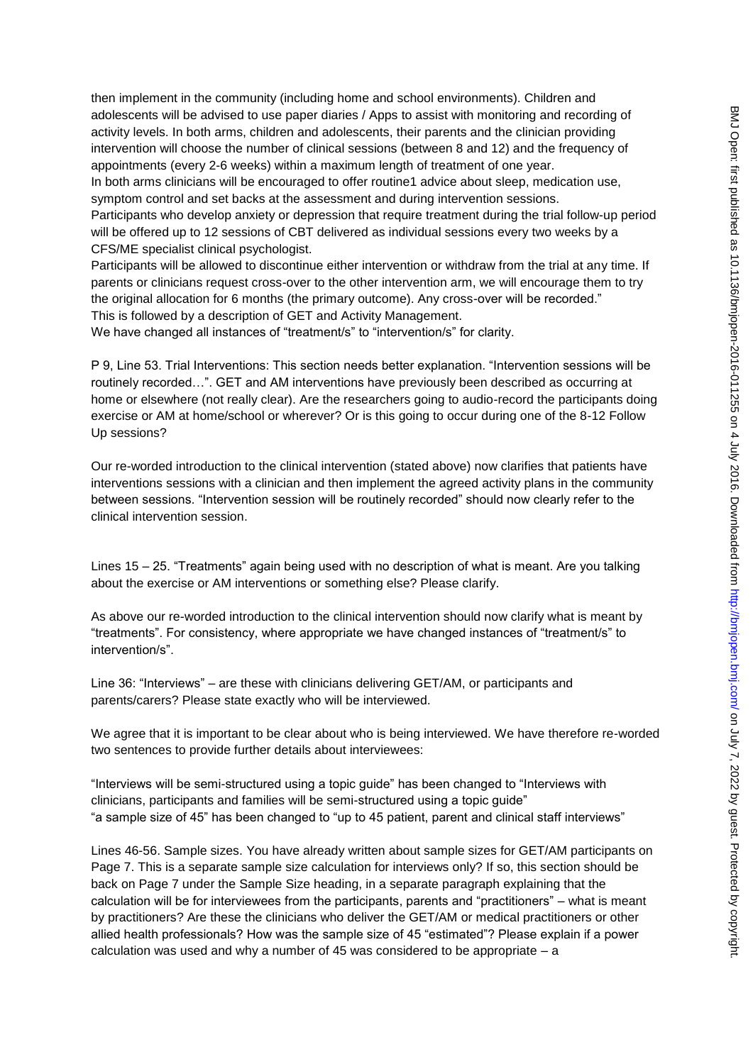then implement in the community (including home and school environments). Children and adolescents will be advised to use paper diaries / Apps to assist with monitoring and recording of activity levels. In both arms, children and adolescents, their parents and the clinician providing intervention will choose the number of clinical sessions (between 8 and 12) and the frequency of appointments (every 2-6 weeks) within a maximum length of treatment of one year.
In both arms clinicians will be encouraged to offer routine1 advice about sleep, medication use, symptom control and set backs at the assessment and during intervention sessions.
Participants who develop anxiety or depression that require treatment during the trial follow-up period will be offered up to 12 sessions of CBT delivered as individual sessions every two weeks by a CFS/ME specialist clinical psychologist.
Participants will be allowed to discontinue either intervention or withdraw from the trial at any time. If parents or clinicians request cross-over to the other intervention arm, we will encourage them to try the original allocation for 6 months (the primary outcome). Any cross-over will be recorded."
This is followed by a description of GET and Activity Management.
We have changed all instances of "treatment/s" to "intervention/s" for clarity.

P 9, Line 53. Trial Interventions: This section needs better explanation. "Intervention sessions will be routinely recorded…". GET and AM interventions have previously been described as occurring at home or elsewhere (not really clear). Are the researchers going to audio-record the participants doing exercise or AM at home/school or wherever? Or is this going to occur during one of the 8-12 Follow Up sessions?

Our re-worded introduction to the clinical intervention (stated above) now clarifies that patients have interventions sessions with a clinician and then implement the agreed activity plans in the community between sessions. "Intervention session will be routinely recorded" should now clearly refer to the clinical intervention session.

Lines 15 – 25. "Treatments" again being used with no description of what is meant. Are you talking about the exercise or AM interventions or something else? Please clarify.

As above our re-worded introduction to the clinical intervention should now clarify what is meant by "treatments". For consistency, where appropriate we have changed instances of "treatment/s" to intervention/s".

Line 36: "Interviews" – are these with clinicians delivering GET/AM, or participants and parents/carers? Please state exactly who will be interviewed.

We agree that it is important to be clear about who is being interviewed. We have therefore re-worded two sentences to provide further details about interviewees:

"Interviews will be semi-structured using a topic guide" has been changed to "Interviews with clinicians, participants and families will be semi-structured using a topic guide"
"a sample size of 45" has been changed to "up to 45 patient, parent and clinical staff interviews"

Lines 46-56. Sample sizes. You have already written about sample sizes for GET/AM participants on Page 7. This is a separate sample size calculation for interviews only? If so, this section should be back on Page 7 under the Sample Size heading, in a separate paragraph explaining that the calculation will be for interviewees from the participants, parents and "practitioners" – what is meant by practitioners? Are these the clinicians who deliver the GET/AM or medical practitioners or other allied health professionals? How was the sample size of 45 "estimated"? Please explain if a power calculation was used and why a number of 45 was considered to be appropriate – a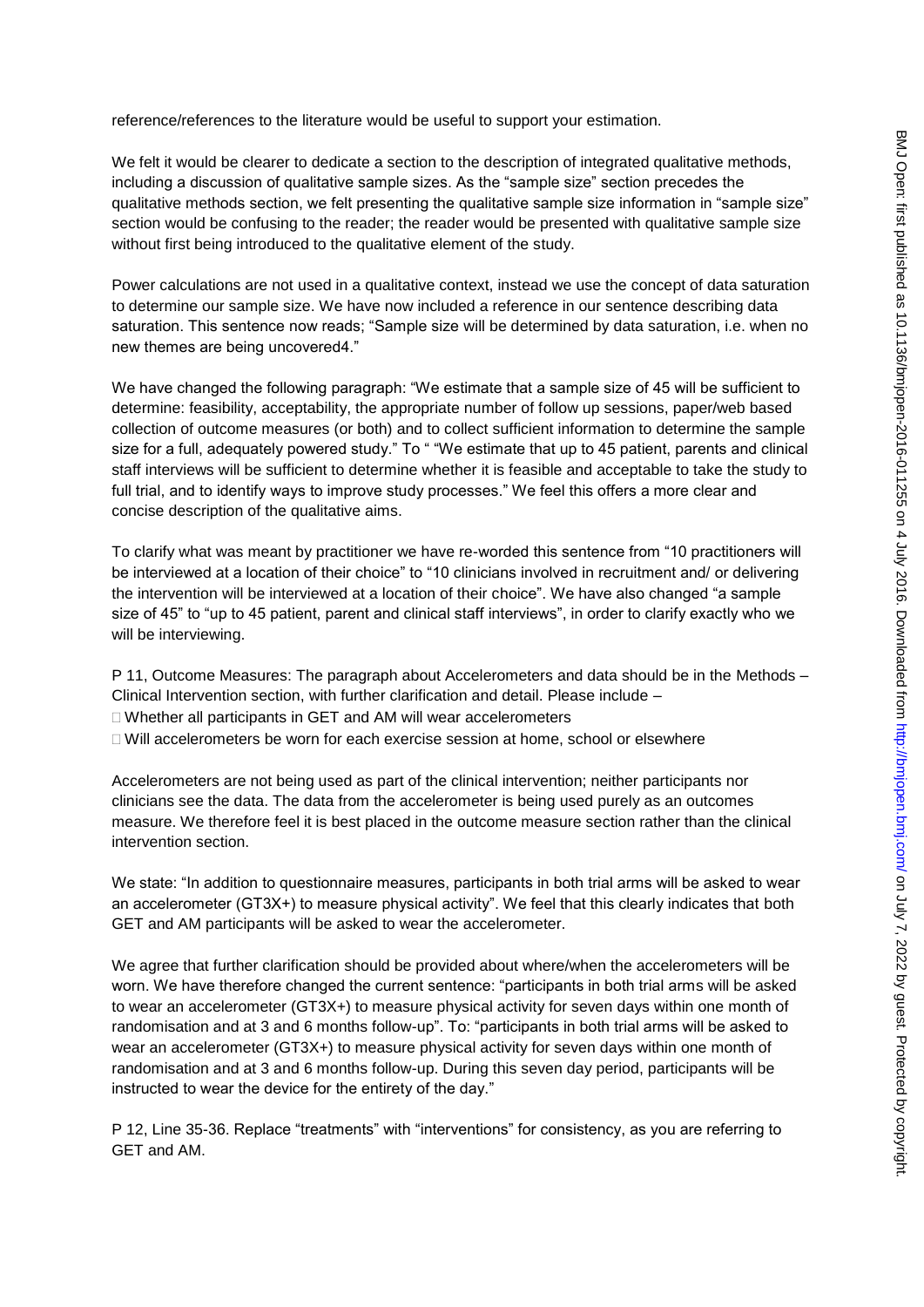reference/references to the literature would be useful to support your estimation.

We felt it would be clearer to dedicate a section to the description of integrated qualitative methods, including a discussion of qualitative sample sizes. As the "sample size" section precedes the qualitative methods section, we felt presenting the qualitative sample size information in "sample size" section would be confusing to the reader; the reader would be presented with qualitative sample size without first being introduced to the qualitative element of the study.

Power calculations are not used in a qualitative context, instead we use the concept of data saturation to determine our sample size. We have now included a reference in our sentence describing data saturation. This sentence now reads; "Sample size will be determined by data saturation, i.e. when no new themes are being uncovered4."

We have changed the following paragraph: "We estimate that a sample size of 45 will be sufficient to determine: feasibility, acceptability, the appropriate number of follow up sessions, paper/web based collection of outcome measures (or both) and to collect sufficient information to determine the sample size for a full, adequately powered study." To " "We estimate that up to 45 patient, parents and clinical staff interviews will be sufficient to determine whether it is feasible and acceptable to take the study to full trial, and to identify ways to improve study processes." We feel this offers a more clear and concise description of the qualitative aims.

To clarify what was meant by practitioner we have re-worded this sentence from "10 practitioners will be interviewed at a location of their choice" to "10 clinicians involved in recruitment and/ or delivering the intervention will be interviewed at a location of their choice". We have also changed "a sample size of 45" to "up to 45 patient, parent and clinical staff interviews", in order to clarify exactly who we will be interviewing.

P 11, Outcome Measures: The paragraph about Accelerometers and data should be in the Methods – Clinical Intervention section, with further clarification and detail. Please include –

- Whether all participants in GET and AM will wear accelerometers
- Will accelerometers be worn for each exercise session at home, school or elsewhere

Accelerometers are not being used as part of the clinical intervention; neither participants nor clinicians see the data. The data from the accelerometer is being used purely as an outcomes measure. We therefore feel it is best placed in the outcome measure section rather than the clinical intervention section.

We state: "In addition to questionnaire measures, participants in both trial arms will be asked to wear an accelerometer (GT3X+) to measure physical activity". We feel that this clearly indicates that both GET and AM participants will be asked to wear the accelerometer.

We agree that further clarification should be provided about where/when the accelerometers will be worn. We have therefore changed the current sentence: "participants in both trial arms will be asked to wear an accelerometer (GT3X+) to measure physical activity for seven days within one month of randomisation and at 3 and 6 months follow-up". To: "participants in both trial arms will be asked to wear an accelerometer (GT3X+) to measure physical activity for seven days within one month of randomisation and at 3 and 6 months follow-up. During this seven day period, participants will be instructed to wear the device for the entirety of the day."

P 12, Line 35-36. Replace "treatments" with "interventions" for consistency, as you are referring to GET and AM.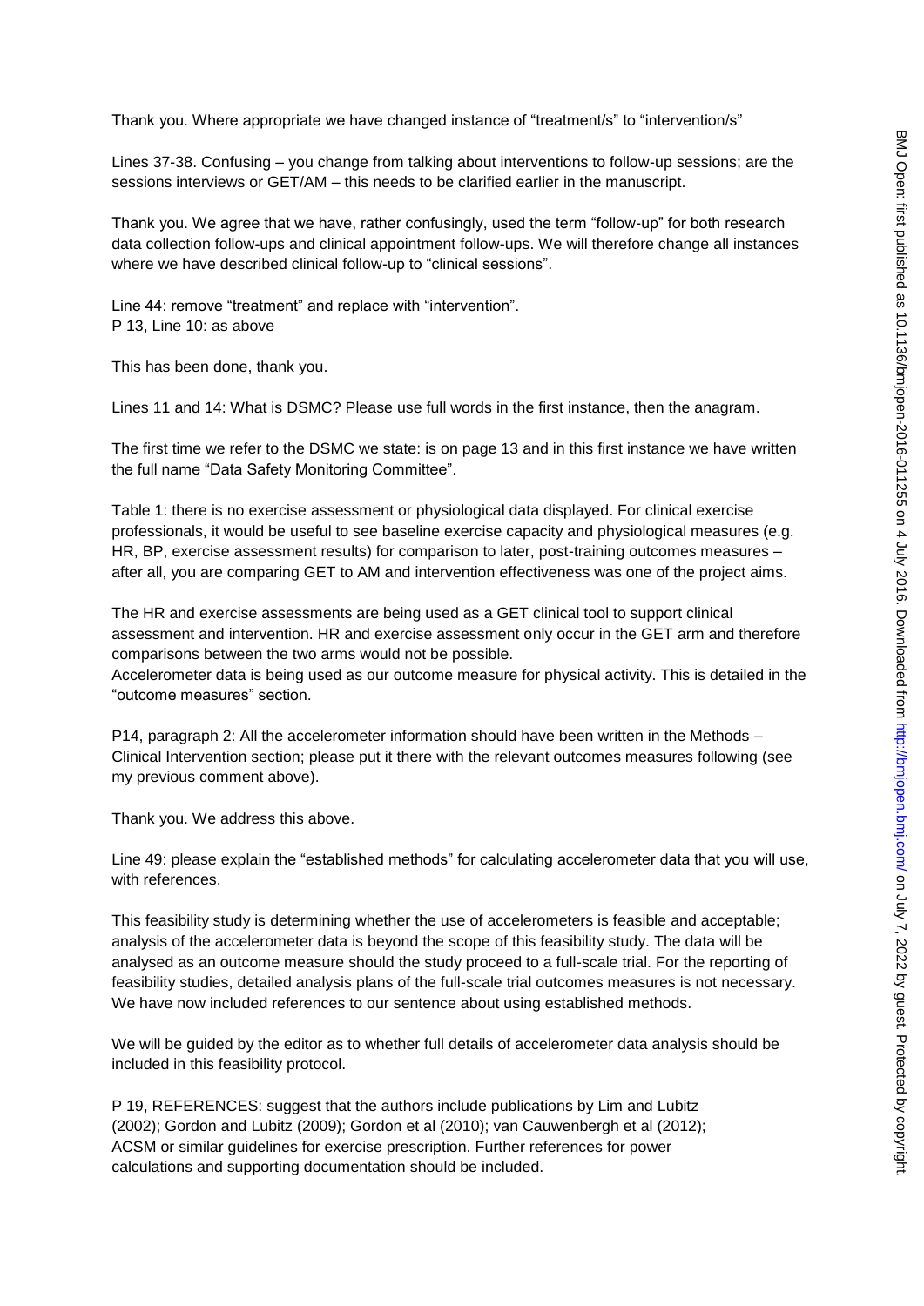Thank you. Where appropriate we have changed instance of "treatment/s" to "intervention/s"

Lines 37-38. Confusing – you change from talking about interventions to follow-up sessions; are the sessions interviews or GET/AM – this needs to be clarified earlier in the manuscript.

Thank you. We agree that we have, rather confusingly, used the term "follow-up" for both research data collection follow-ups and clinical appointment follow-ups. We will therefore change all instances where we have described clinical follow-up to "clinical sessions".

Line 44: remove "treatment" and replace with "intervention".
P 13, Line 10: as above

This has been done, thank you.

Lines 11 and 14: What is DSMC? Please use full words in the first instance, then the anagram.

The first time we refer to the DSMC we state: is on page 13 and in this first instance we have written the full name "Data Safety Monitoring Committee".

Table 1: there is no exercise assessment or physiological data displayed. For clinical exercise professionals, it would be useful to see baseline exercise capacity and physiological measures (e.g. HR, BP, exercise assessment results) for comparison to later, post-training outcomes measures – after all, you are comparing GET to AM and intervention effectiveness was one of the project aims.

The HR and exercise assessments are being used as a GET clinical tool to support clinical assessment and intervention. HR and exercise assessment only occur in the GET arm and therefore comparisons between the two arms would not be possible.
Accelerometer data is being used as our outcome measure for physical activity. This is detailed in the "outcome measures" section.

P14, paragraph 2: All the accelerometer information should have been written in the Methods – Clinical Intervention section; please put it there with the relevant outcomes measures following (see my previous comment above).

Thank you. We address this above.

Line 49: please explain the "established methods" for calculating accelerometer data that you will use, with references.

This feasibility study is determining whether the use of accelerometers is feasible and acceptable; analysis of the accelerometer data is beyond the scope of this feasibility study. The data will be analysed as an outcome measure should the study proceed to a full-scale trial. For the reporting of feasibility studies, detailed analysis plans of the full-scale trial outcomes measures is not necessary. We have now included references to our sentence about using established methods.

We will be guided by the editor as to whether full details of accelerometer data analysis should be included in this feasibility protocol.

P 19, REFERENCES: suggest that the authors include publications by Lim and Lubitz (2002); Gordon and Lubitz (2009); Gordon et al (2010); van Cauwenbergh et al (2012); ACSM or similar guidelines for exercise prescription. Further references for power calculations and supporting documentation should be included.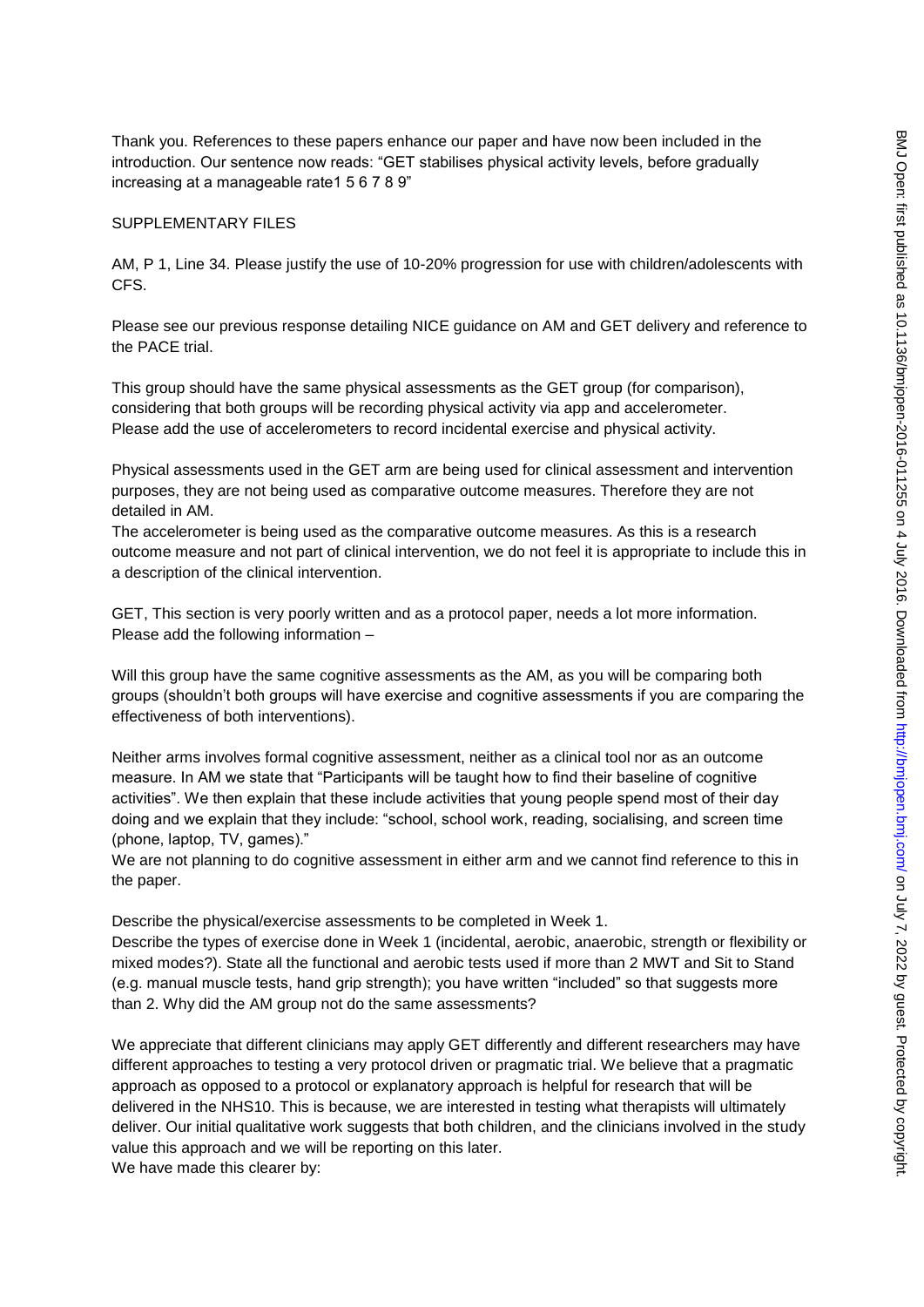Thank you. References to these papers enhance our paper and have now been included in the introduction. Our sentence now reads: "GET stabilises physical activity levels, before gradually increasing at a manageable rate1 5 6 7 8 9"

SUPPLEMENTARY FILES

AM, P 1, Line 34. Please justify the use of 10-20% progression for use with children/adolescents with CFS.

Please see our previous response detailing NICE guidance on AM and GET delivery and reference to the PACE trial.

This group should have the same physical assessments as the GET group (for comparison), considering that both groups will be recording physical activity via app and accelerometer. Please add the use of accelerometers to record incidental exercise and physical activity.

Physical assessments used in the GET arm are being used for clinical assessment and intervention purposes, they are not being used as comparative outcome measures. Therefore they are not detailed in AM.

The accelerometer is being used as the comparative outcome measures. As this is a research outcome measure and not part of clinical intervention, we do not feel it is appropriate to include this in a description of the clinical intervention.

GET, This section is very poorly written and as a protocol paper, needs a lot more information. Please add the following information –

Will this group have the same cognitive assessments as the AM, as you will be comparing both groups (shouldn't both groups will have exercise and cognitive assessments if you are comparing the effectiveness of both interventions).

Neither arms involves formal cognitive assessment, neither as a clinical tool nor as an outcome measure. In AM we state that "Participants will be taught how to find their baseline of cognitive activities". We then explain that these include activities that young people spend most of their day doing and we explain that they include: "school, school work, reading, socialising, and screen time (phone, laptop, TV, games)."

We are not planning to do cognitive assessment in either arm and we cannot find reference to this in the paper.

Describe the physical/exercise assessments to be completed in Week 1.

Describe the types of exercise done in Week 1 (incidental, aerobic, anaerobic, strength or flexibility or mixed modes?). State all the functional and aerobic tests used if more than 2 MWT and Sit to Stand (e.g. manual muscle tests, hand grip strength); you have written "included" so that suggests more than 2. Why did the AM group not do the same assessments?

We appreciate that different clinicians may apply GET differently and different researchers may have different approaches to testing a very protocol driven or pragmatic trial. We believe that a pragmatic approach as opposed to a protocol or explanatory approach is helpful for research that will be delivered in the NHS10. This is because, we are interested in testing what therapists will ultimately deliver. Our initial qualitative work suggests that both children, and the clinicians involved in the study value this approach and we will be reporting on this later.

We have made this clearer by: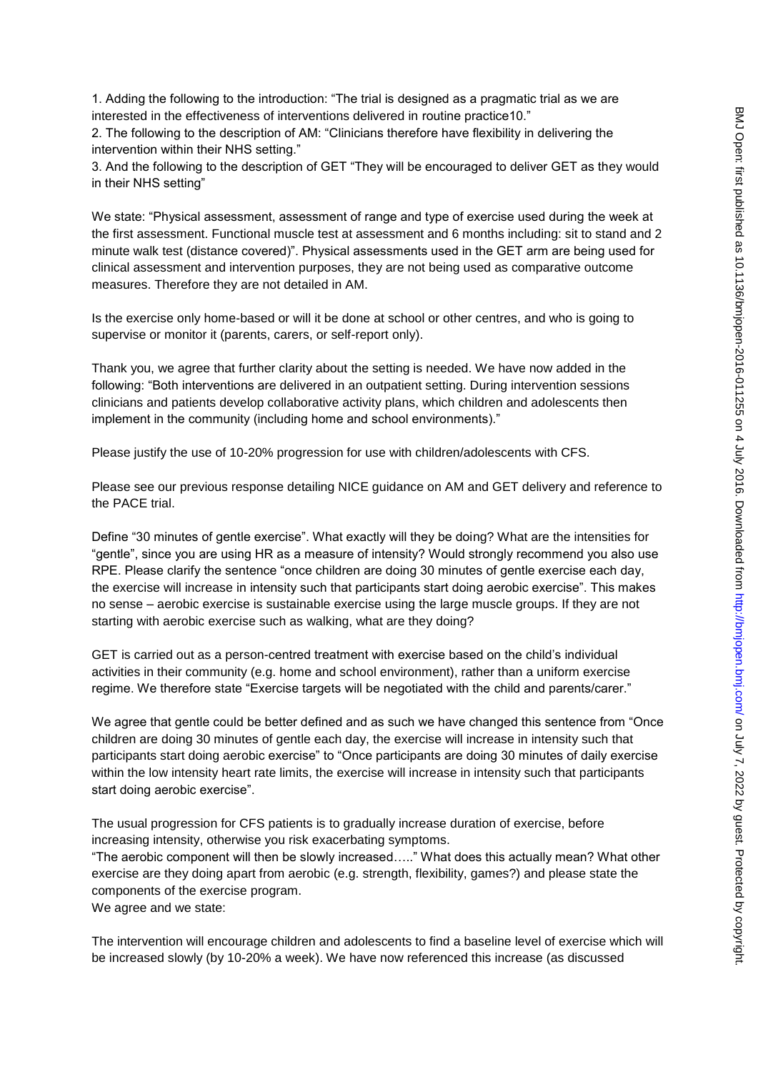1. Adding the following to the introduction: "The trial is designed as a pragmatic trial as we are interested in the effectiveness of interventions delivered in routine practice10."
2. The following to the description of AM: "Clinicians therefore have flexibility in delivering the intervention within their NHS setting."
3. And the following to the description of GET "They will be encouraged to deliver GET as they would in their NHS setting"

We state: "Physical assessment, assessment of range and type of exercise used during the week at the first assessment. Functional muscle test at assessment and 6 months including: sit to stand and 2 minute walk test (distance covered)". Physical assessments used in the GET arm are being used for clinical assessment and intervention purposes, they are not being used as comparative outcome measures. Therefore they are not detailed in AM.

Is the exercise only home-based or will it be done at school or other centres, and who is going to supervise or monitor it (parents, carers, or self-report only).

Thank you, we agree that further clarity about the setting is needed. We have now added in the following: "Both interventions are delivered in an outpatient setting. During intervention sessions clinicians and patients develop collaborative activity plans, which children and adolescents then implement in the community (including home and school environments)."

Please justify the use of 10-20% progression for use with children/adolescents with CFS.

Please see our previous response detailing NICE guidance on AM and GET delivery and reference to the PACE trial.

Define "30 minutes of gentle exercise". What exactly will they be doing? What are the intensities for "gentle", since you are using HR as a measure of intensity? Would strongly recommend you also use RPE. Please clarify the sentence "once children are doing 30 minutes of gentle exercise each day, the exercise will increase in intensity such that participants start doing aerobic exercise". This makes no sense – aerobic exercise is sustainable exercise using the large muscle groups. If they are not starting with aerobic exercise such as walking, what are they doing?

GET is carried out as a person-centred treatment with exercise based on the child's individual activities in their community (e.g. home and school environment), rather than a uniform exercise regime. We therefore state "Exercise targets will be negotiated with the child and parents/carer."

We agree that gentle could be better defined and as such we have changed this sentence from "Once children are doing 30 minutes of gentle each day, the exercise will increase in intensity such that participants start doing aerobic exercise" to "Once participants are doing 30 minutes of daily exercise within the low intensity heart rate limits, the exercise will increase in intensity such that participants start doing aerobic exercise".

The usual progression for CFS patients is to gradually increase duration of exercise, before increasing intensity, otherwise you risk exacerbating symptoms.
"The aerobic component will then be slowly increased….." What does this actually mean? What other exercise are they doing apart from aerobic (e.g. strength, flexibility, games?) and please state the components of the exercise program.
We agree and we state:

The intervention will encourage children and adolescents to find a baseline level of exercise which will be increased slowly (by 10-20% a week). We have now referenced this increase (as discussed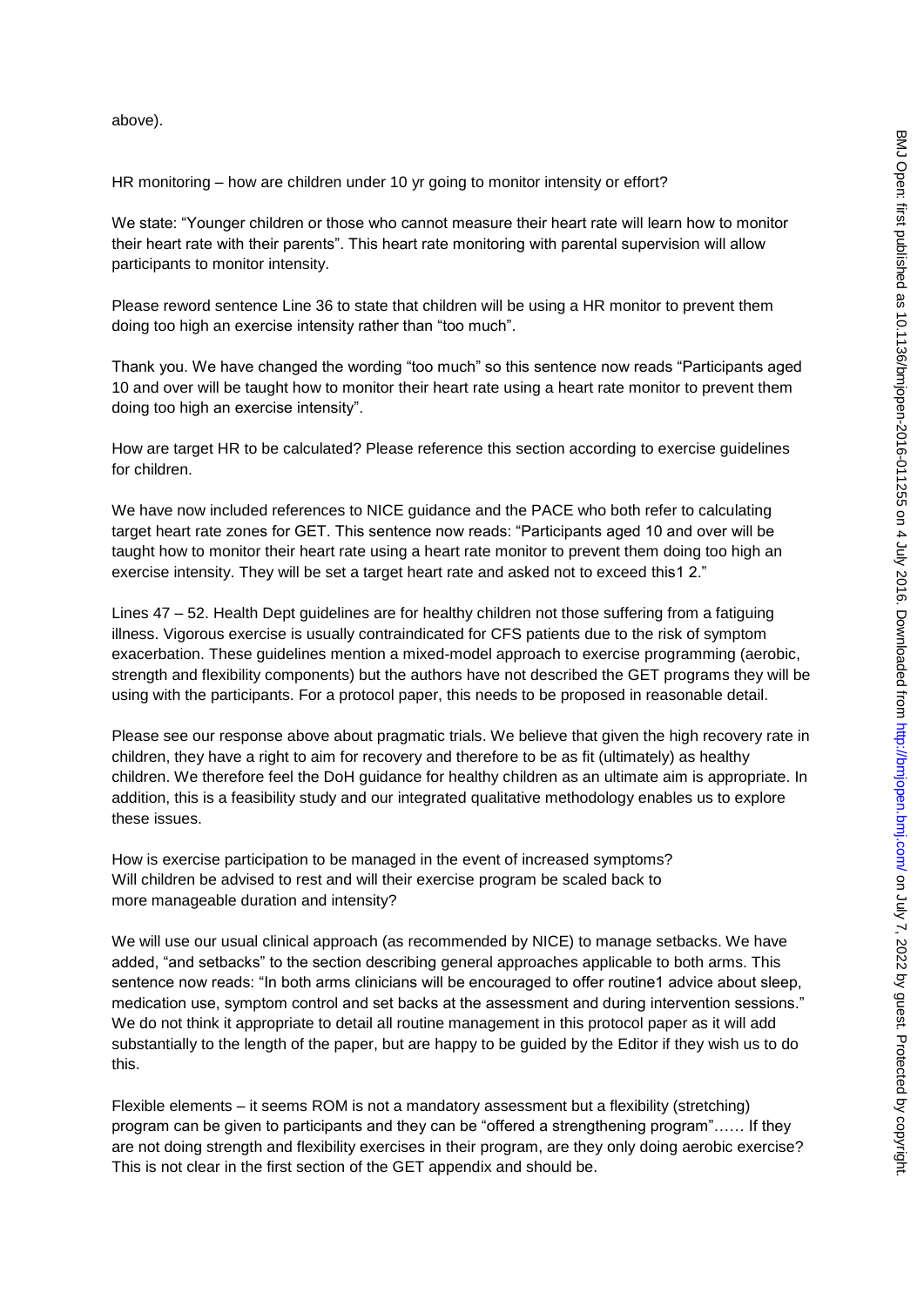above).

HR monitoring – how are children under 10 yr going to monitor intensity or effort?

We state: "Younger children or those who cannot measure their heart rate will learn how to monitor their heart rate with their parents". This heart rate monitoring with parental supervision will allow participants to monitor intensity.

Please reword sentence Line 36 to state that children will be using a HR monitor to prevent them doing too high an exercise intensity rather than "too much".

Thank you. We have changed the wording "too much" so this sentence now reads "Participants aged 10 and over will be taught how to monitor their heart rate using a heart rate monitor to prevent them doing too high an exercise intensity".

How are target HR to be calculated? Please reference this section according to exercise guidelines for children.

We have now included references to NICE guidance and the PACE who both refer to calculating target heart rate zones for GET. This sentence now reads: "Participants aged 10 and over will be taught how to monitor their heart rate using a heart rate monitor to prevent them doing too high an exercise intensity. They will be set a target heart rate and asked not to exceed this[1 2]."

Lines 47 – 52. Health Dept guidelines are for healthy children not those suffering from a fatiguing illness. Vigorous exercise is usually contraindicated for CFS patients due to the risk of symptom exacerbation. These guidelines mention a mixed-model approach to exercise programming (aerobic, strength and flexibility components) but the authors have not described the GET programs they will be using with the participants. For a protocol paper, this needs to be proposed in reasonable detail.

Please see our response above about pragmatic trials. We believe that given the high recovery rate in children, they have a right to aim for recovery and therefore to be as fit (ultimately) as healthy children. We therefore feel the DoH guidance for healthy children as an ultimate aim is appropriate. In addition, this is a feasibility study and our integrated qualitative methodology enables us to explore these issues.

How is exercise participation to be managed in the event of increased symptoms?
Will children be advised to rest and will their exercise program be scaled back to more manageable duration and intensity?

We will use our usual clinical approach (as recommended by NICE) to manage setbacks. We have added, "and setbacks" to the section describing general approaches applicable to both arms. This sentence now reads: "In both arms clinicians will be encouraged to offer routine[1] advice about sleep, medication use, symptom control and set backs at the assessment and during intervention sessions." We do not think it appropriate to detail all routine management in this protocol paper as it will add substantially to the length of the paper, but are happy to be guided by the Editor if they wish us to do this.

Flexible elements – it seems ROM is not a mandatory assessment but a flexibility (stretching) program can be given to participants and they can be "offered a strengthening program"…… If they are not doing strength and flexibility exercises in their program, are they only doing aerobic exercise? This is not clear in the first section of the GET appendix and should be.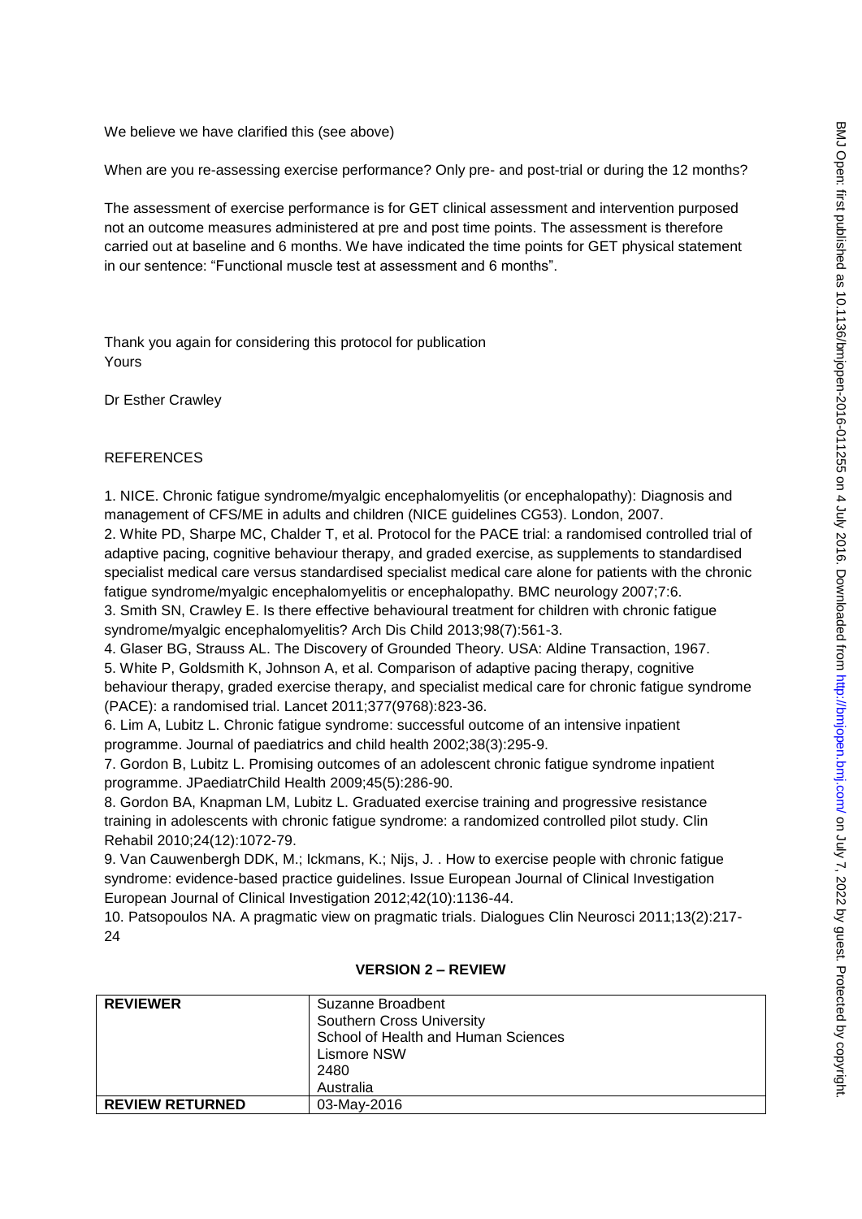We believe we have clarified this (see above)

When are you re-assessing exercise performance? Only pre- and post-trial or during the 12 months?

The assessment of exercise performance is for GET clinical assessment and intervention purposed not an outcome measures administered at pre and post time points. The assessment is therefore carried out at baseline and 6 months. We have indicated the time points for GET physical statement in our sentence: "Functional muscle test at assessment and 6 months".

Thank you again for considering this protocol for publication
Yours

Dr Esther Crawley

REFERENCES

1. NICE. Chronic fatigue syndrome/myalgic encephalomyelitis (or encephalopathy): Diagnosis and management of CFS/ME in adults and children (NICE guidelines CG53). London, 2007.
2. White PD, Sharpe MC, Chalder T, et al. Protocol for the PACE trial: a randomised controlled trial of adaptive pacing, cognitive behaviour therapy, and graded exercise, as supplements to standardised specialist medical care versus standardised specialist medical care alone for patients with the chronic fatigue syndrome/myalgic encephalomyelitis or encephalopathy. BMC neurology 2007;7:6.
3. Smith SN, Crawley E. Is there effective behavioural treatment for children with chronic fatigue syndrome/myalgic encephalomyelitis? Arch Dis Child 2013;98(7):561-3.
4. Glaser BG, Strauss AL. The Discovery of Grounded Theory. USA: Aldine Transaction, 1967.
5. White P, Goldsmith K, Johnson A, et al. Comparison of adaptive pacing therapy, cognitive behaviour therapy, graded exercise therapy, and specialist medical care for chronic fatigue syndrome (PACE): a randomised trial. Lancet 2011;377(9768):823-36.
6. Lim A, Lubitz L. Chronic fatigue syndrome: successful outcome of an intensive inpatient programme. Journal of paediatrics and child health 2002;38(3):295-9.
7. Gordon B, Lubitz L. Promising outcomes of an adolescent chronic fatigue syndrome inpatient programme. JPaediatrChild Health 2009;45(5):286-90.
8. Gordon BA, Knapman LM, Lubitz L. Graduated exercise training and progressive resistance training in adolescents with chronic fatigue syndrome: a randomized controlled pilot study. Clin Rehabil 2010;24(12):1072-79.
9. Van Cauwenbergh DDK, M.; Ickmans, K.; Nijs, J. . How to exercise people with chronic fatigue syndrome: evidence-based practice guidelines. Issue European Journal of Clinical Investigation European Journal of Clinical Investigation 2012;42(10):1136-44.
10. Patsopoulos NA. A pragmatic view on pragmatic trials. Dialogues Clin Neurosci 2011;13(2):217-24

## VERSION 2 – REVIEW

| REVIEWER | Suzanne Broadbent<br>Southern Cross University<br>School of Health and Human Sciences<br>Lismore NSW<br>2480<br>Australia |
|---|---|
| REVIEW RETURNED | 03-May-2016 |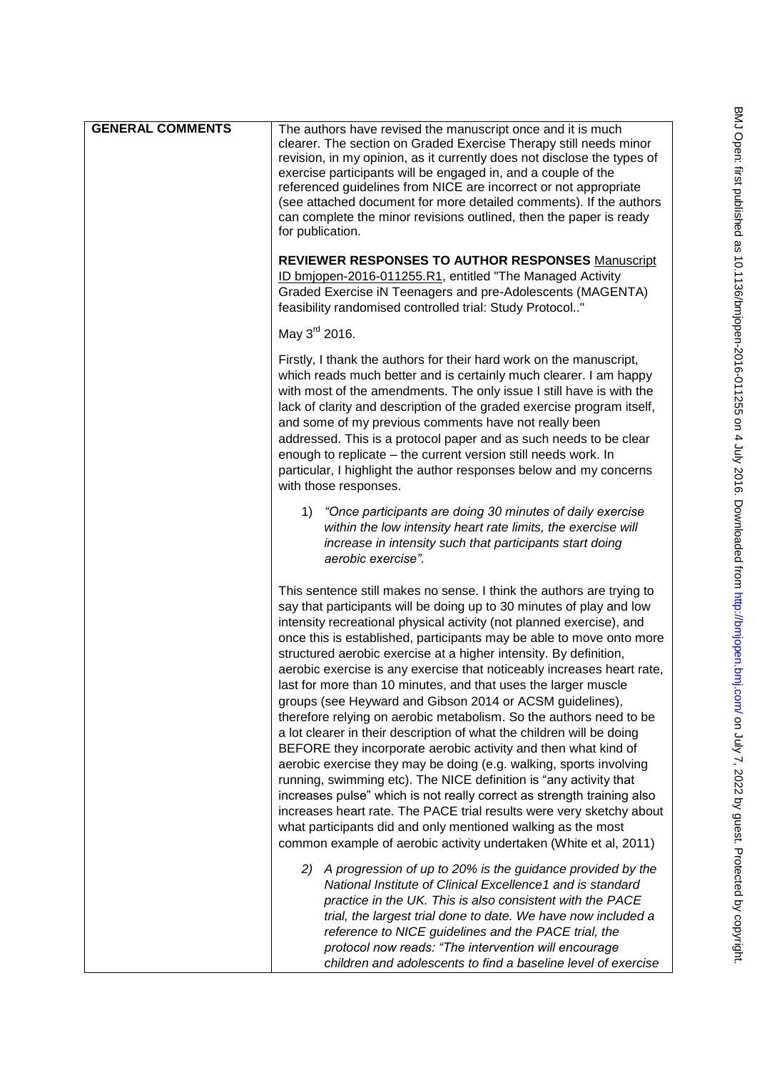| GENERAL COMMENTS | The authors have revised the manuscript once and it is much clearer. The section on Graded Exercise Therapy still needs minor revision, in my opinion, as it currently does not disclose the types of exercise participants will be engaged in, and a couple of the referenced guidelines from NICE are incorrect or not appropriate (see attached document for more detailed comments). If the authors can complete the minor revisions outlined, then the paper is ready for publication. |
|---|---|

**REVIEWER RESPONSES TO AUTHOR RESPONSES** Manuscript ID bmjopen-2016-011255.R1, entitled "The Managed Activity Graded Exercise iN Teenagers and pre-Adolescents (MAGENTA) feasibility randomised controlled trial: Study Protocol.."

May 3rd 2016.

Firstly, I thank the authors for their hard work on the manuscript, which reads much better and is certainly much clearer. I am happy with most of the amendments. The only issue I still have is with the lack of clarity and description of the graded exercise program itself, and some of my previous comments have not really been addressed. This is a protocol paper and as such needs to be clear enough to replicate – the current version still needs work. In particular, I highlight the author responses below and my concerns with those responses.

1) *"Once participants are doing 30 minutes of daily exercise within the low intensity heart rate limits, the exercise will increase in intensity such that participants start doing aerobic exercise".*

This sentence still makes no sense. I think the authors are trying to say that participants will be doing up to 30 minutes of play and low intensity recreational physical activity (not planned exercise), and once this is established, participants may be able to move onto more structured aerobic exercise at a higher intensity. By definition, aerobic exercise is any exercise that noticeably increases heart rate, last for more than 10 minutes, and that uses the larger muscle groups (see Heyward and Gibson 2014 or ACSM guidelines), therefore relying on aerobic metabolism. So the authors need to be a lot clearer in their description of what the children will be doing BEFORE they incorporate aerobic activity and then what kind of aerobic exercise they may be doing (e.g. walking, sports involving running, swimming etc). The NICE definition is "any activity that increases pulse" which is not really correct as strength training also increases heart rate. The PACE trial results were very sketchy about what participants did and only mentioned walking as the most common example of aerobic activity undertaken (White et al, 2011)

2) *A progression of up to 20% is the guidance provided by the National Institute of Clinical Excellence1 and is standard practice in the UK. This is also consistent with the PACE trial, the largest trial done to date. We have now included a reference to NICE guidelines and the PACE trial, the protocol now reads: "The intervention will encourage children and adolescents to find a baseline level of exercise*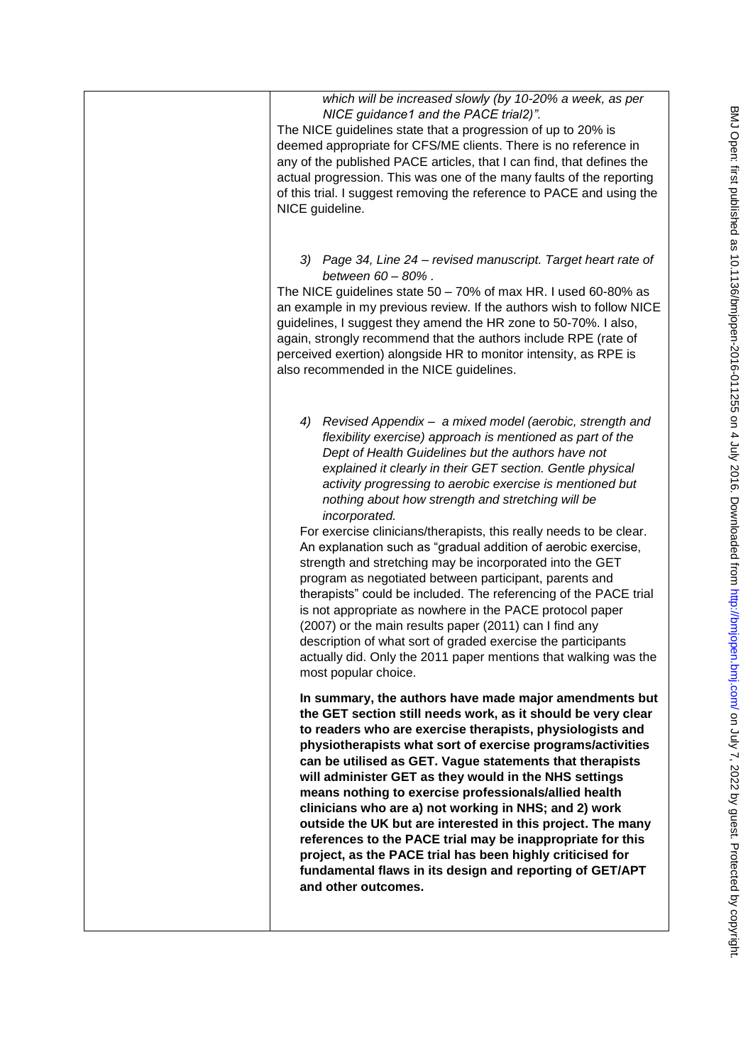*which will be increased slowly (by 10-20% a week, as per NICE guidance1 and the PACE trial2)".*

The NICE guidelines state that a progression of up to 20% is deemed appropriate for CFS/ME clients. There is no reference in any of the published PACE articles, that I can find, that defines the actual progression. This was one of the many faults of the reporting of this trial. I suggest removing the reference to PACE and using the NICE guideline.

3) *Page 34, Line 24 – revised manuscript. Target heart rate of between 60 – 80% .*

The NICE guidelines state 50 – 70% of max HR. I used 60-80% as an example in my previous review. If the authors wish to follow NICE guidelines, I suggest they amend the HR zone to 50-70%. I also, again, strongly recommend that the authors include RPE (rate of perceived exertion) alongside HR to monitor intensity, as RPE is also recommended in the NICE guidelines.

4) *Revised Appendix – a mixed model (aerobic, strength and flexibility exercise) approach is mentioned as part of the Dept of Health Guidelines but the authors have not explained it clearly in their GET section. Gentle physical activity progressing to aerobic exercise is mentioned but nothing about how strength and stretching will be incorporated.*

For exercise clinicians/therapists, this really needs to be clear. An explanation such as "gradual addition of aerobic exercise, strength and stretching may be incorporated into the GET program as negotiated between participant, parents and therapists" could be included. The referencing of the PACE trial is not appropriate as nowhere in the PACE protocol paper (2007) or the main results paper (2011) can I find any description of what sort of graded exercise the participants actually did. Only the 2011 paper mentions that walking was the most popular choice.

**In summary, the authors have made major amendments but the GET section still needs work, as it should be very clear to readers who are exercise therapists, physiologists and physiotherapists what sort of exercise programs/activities can be utilised as GET. Vague statements that therapists will administer GET as they would in the NHS settings means nothing to exercise professionals/allied health clinicians who are a) not working in NHS; and 2) work outside the UK but are interested in this project. The many references to the PACE trial may be inappropriate for this project, as the PACE trial has been highly criticised for fundamental flaws in its design and reporting of GET/APT and other outcomes.**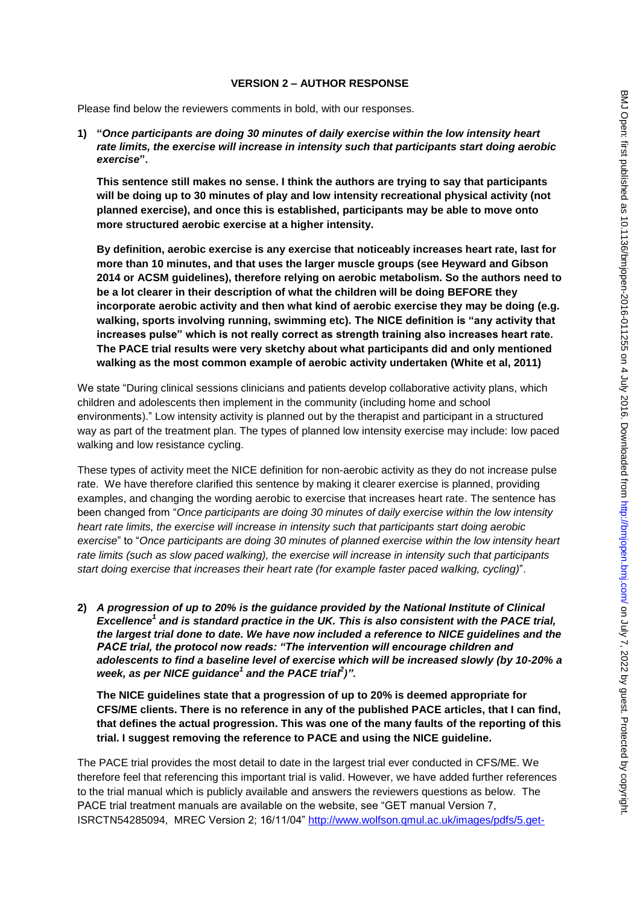**VERSION 2 – AUTHOR RESPONSE**

Please find below the reviewers comments in bold, with our responses.

1) **"*Once participants are doing 30 minutes of daily exercise within the low intensity heart rate limits, the exercise will increase in intensity such that participants start doing aerobic exercise*".**

**This sentence still makes no sense. I think the authors are trying to say that participants will be doing up to 30 minutes of play and low intensity recreational physical activity (not planned exercise), and once this is established, participants may be able to move onto more structured aerobic exercise at a higher intensity.**

**By definition, aerobic exercise is any exercise that noticeably increases heart rate, last for more than 10 minutes, and that uses the larger muscle groups (see Heyward and Gibson 2014 or ACSM guidelines), therefore relying on aerobic metabolism. So the authors need to be a lot clearer in their description of what the children will be doing BEFORE they incorporate aerobic activity and then what kind of aerobic exercise they may be doing (e.g. walking, sports involving running, swimming etc). The NICE definition is "any activity that increases pulse" which is not really correct as strength training also increases heart rate. The PACE trial results were very sketchy about what participants did and only mentioned walking as the most common example of aerobic activity undertaken (White et al, 2011)**

We state "During clinical sessions clinicians and patients develop collaborative activity plans, which children and adolescents then implement in the community (including home and school environments)." Low intensity activity is planned out by the therapist and participant in a structured way as part of the treatment plan. The types of planned low intensity exercise may include: low paced walking and low resistance cycling.

These types of activity meet the NICE definition for non-aerobic activity as they do not increase pulse rate. We have therefore clarified this sentence by making it clearer exercise is planned, providing examples, and changing the wording aerobic to exercise that increases heart rate. The sentence has been changed from "*Once participants are doing 30 minutes of daily exercise within the low intensity heart rate limits, the exercise will increase in intensity such that participants start doing aerobic exercise*" to "*Once participants are doing 30 minutes of planned exercise within the low intensity heart rate limits (such as slow paced walking), the exercise will increase in intensity such that participants start doing exercise that increases their heart rate (for example faster paced walking, cycling)*".

2) ***A progression of up to 20% is the guidance provided by the National Institute of Clinical Excellence[1] and is standard practice in the UK. This is also consistent with the PACE trial, the largest trial done to date. We have now included a reference to NICE guidelines and the PACE trial, the protocol now reads: "The intervention will encourage children and adolescents to find a baseline level of exercise which will be increased slowly (by 10-20% a week, as per NICE guidance[1] and the PACE trial[2])".***

**The NICE guidelines state that a progression of up to 20% is deemed appropriate for CFS/ME clients. There is no reference in any of the published PACE articles, that I can find, that defines the actual progression. This was one of the many faults of the reporting of this trial. I suggest removing the reference to PACE and using the NICE guideline.**

The PACE trial provides the most detail to date in the largest trial ever conducted in CFS/ME. We therefore feel that referencing this important trial is valid. However, we have added further references to the trial manual which is publicly available and answers the reviewers questions as below. The PACE trial treatment manuals are available on the website, see "GET manual Version 7, ISRCTN54285094, MREC Version 2; 16/11/04" http://www.wolfson.qmul.ac.uk/images/pdfs/5.get-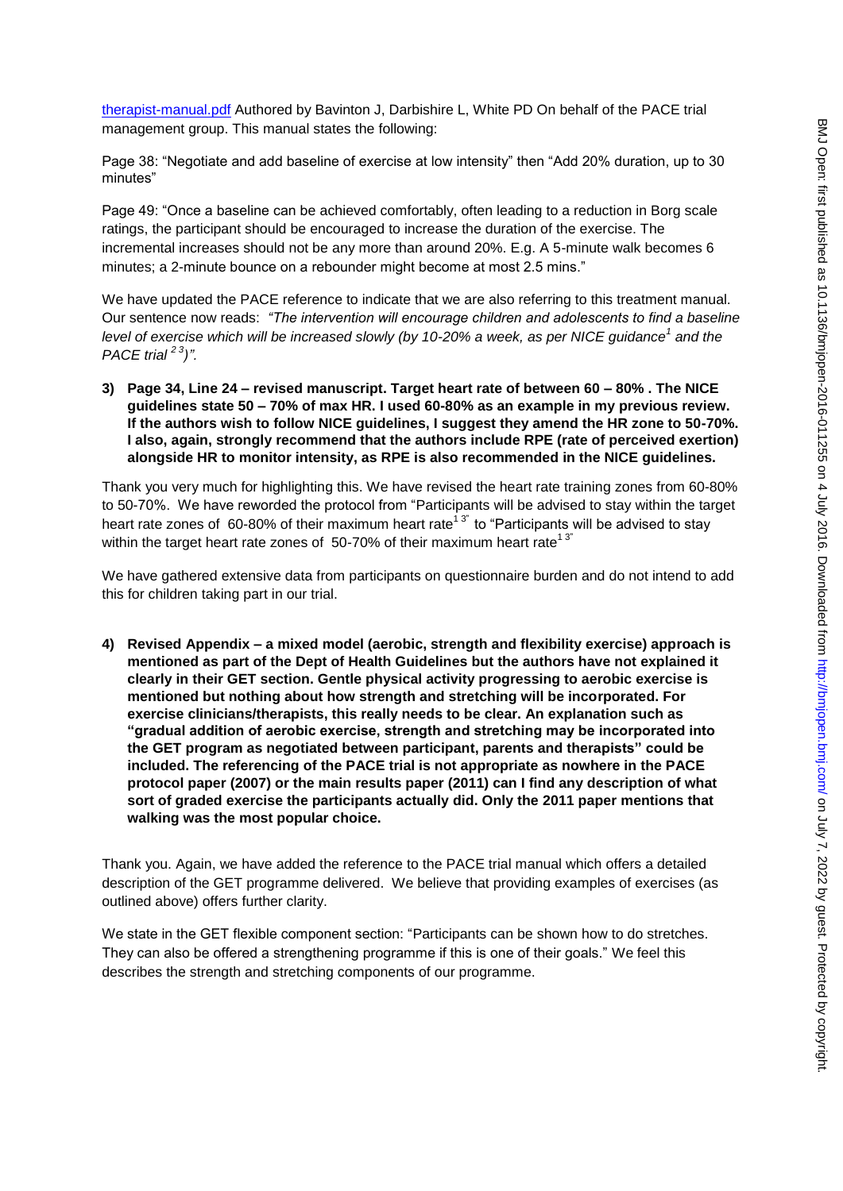therapist-manual.pdf Authored by Bavinton J, Darbishire L, White PD On behalf of the PACE trial management group. This manual states the following:

Page 38: "Negotiate and add baseline of exercise at low intensity" then "Add 20% duration, up to 30 minutes"

Page 49: "Once a baseline can be achieved comfortably, often leading to a reduction in Borg scale ratings, the participant should be encouraged to increase the duration of the exercise. The incremental increases should not be any more than around 20%. E.g. A 5-minute walk becomes 6 minutes; a 2-minute bounce on a rebounder might become at most 2.5 mins."

We have updated the PACE reference to indicate that we are also referring to this treatment manual. Our sentence now reads: *"The intervention will encourage children and adolescents to find a baseline level of exercise which will be increased slowly (by 10-20% a week, as per NICE guidance[1] and the PACE trial [2 3])".*

**3) Page 34, Line 24 – revised manuscript. Target heart rate of between 60 – 80% . The NICE guidelines state 50 – 70% of max HR. I used 60-80% as an example in my previous review. If the authors wish to follow NICE guidelines, I suggest they amend the HR zone to 50-70%. I also, again, strongly recommend that the authors include RPE (rate of perceived exertion) alongside HR to monitor intensity, as RPE is also recommended in the NICE guidelines.**

Thank you very much for highlighting this. We have revised the heart rate training zones from 60-80% to 50-70%. We have reworded the protocol from "Participants will be advised to stay within the target heart rate zones of 60-80% of their maximum heart rate[1 3]" to "Participants will be advised to stay within the target heart rate zones of 50-70% of their maximum heart rate[1 3]"

We have gathered extensive data from participants on questionnaire burden and do not intend to add this for children taking part in our trial.

**4) Revised Appendix – a mixed model (aerobic, strength and flexibility exercise) approach is mentioned as part of the Dept of Health Guidelines but the authors have not explained it clearly in their GET section. Gentle physical activity progressing to aerobic exercise is mentioned but nothing about how strength and stretching will be incorporated. For exercise clinicians/therapists, this really needs to be clear. An explanation such as "gradual addition of aerobic exercise, strength and stretching may be incorporated into the GET program as negotiated between participant, parents and therapists" could be included. The referencing of the PACE trial is not appropriate as nowhere in the PACE protocol paper (2007) or the main results paper (2011) can I find any description of what sort of graded exercise the participants actually did. Only the 2011 paper mentions that walking was the most popular choice.**

Thank you. Again, we have added the reference to the PACE trial manual which offers a detailed description of the GET programme delivered. We believe that providing examples of exercises (as outlined above) offers further clarity.

We state in the GET flexible component section: "Participants can be shown how to do stretches. They can also be offered a strengthening programme if this is one of their goals." We feel this describes the strength and stretching components of our programme.